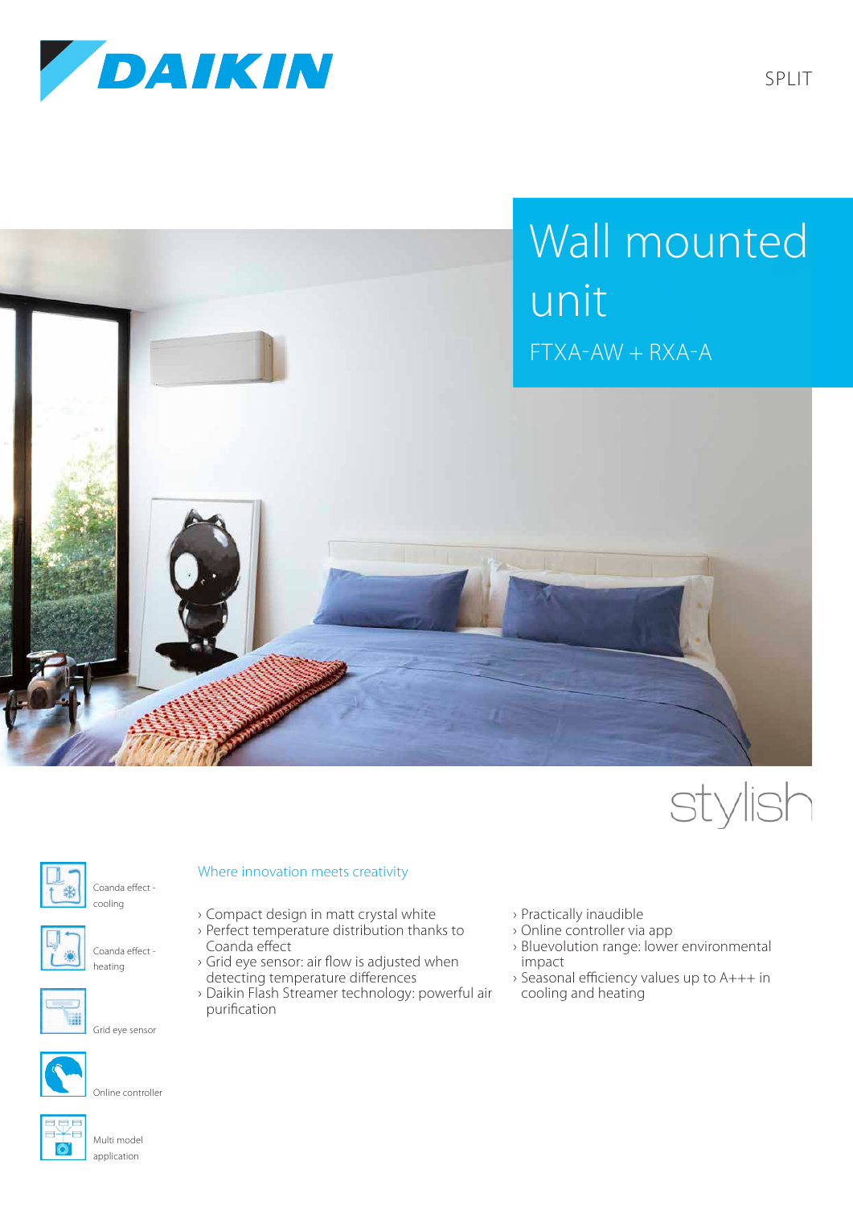DAIKIN

SPLIT

# Wall mounted unit

FTXA-AW + RXA-A

stylish

Coanda effect - cooling

Coanda effect - heating

Grid eye sensor

Online controller

Multi model application

## Where innovation meets creativity

- Compact design in matt crystal white
- Perfect temperature distribution thanks to Coanda effect
- Grid eye sensor: air flow is adjusted when detecting temperature differences
- Daikin Flash Streamer technology: powerful air purification
- Practically inaudible
- Online controller via app
- Bluevolution range: lower environmental impact
- Seasonal efficiency values up to A+++ in cooling and heating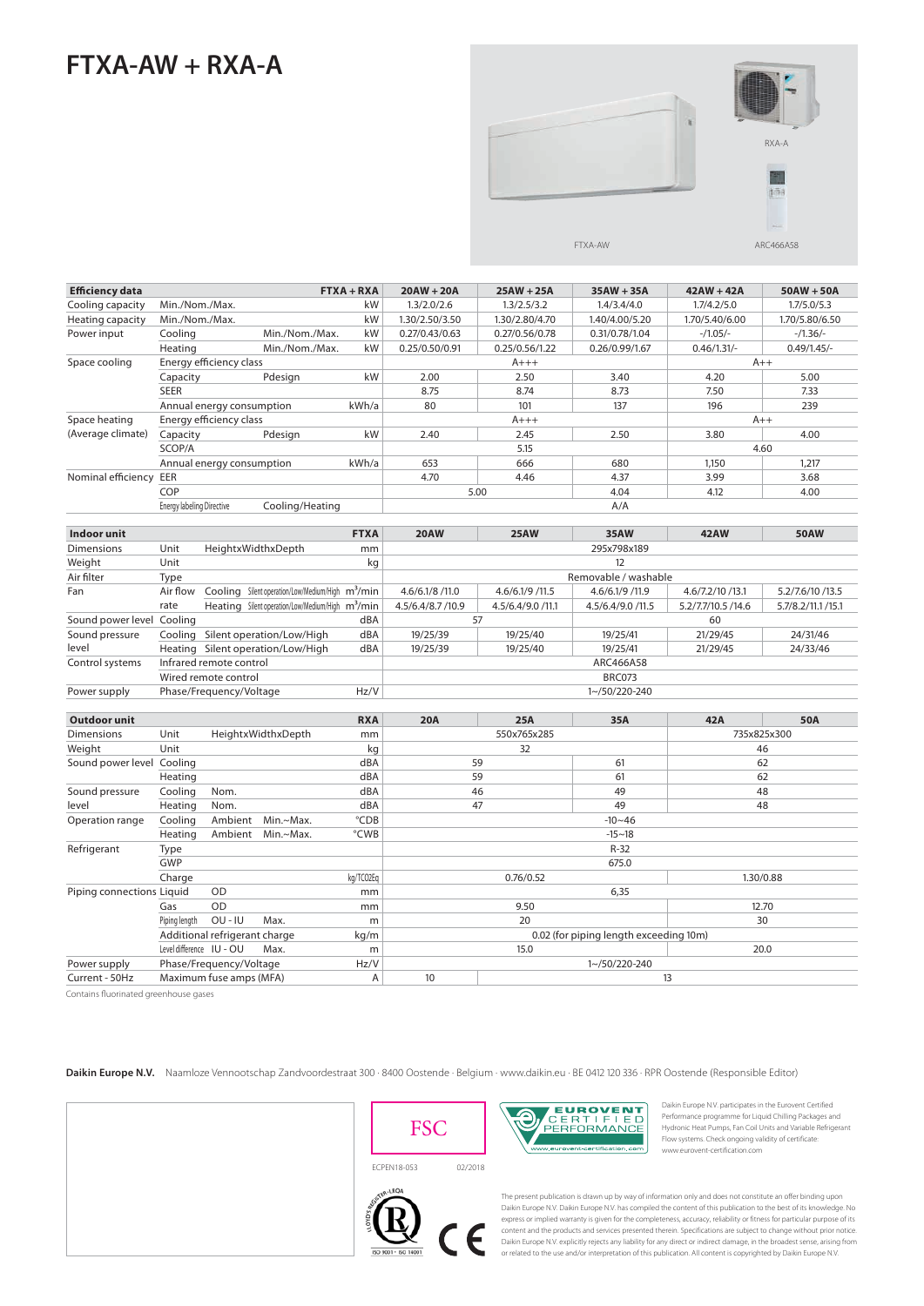# FTXA-AW + RXA-A

RXA-A

FTXA-AW

ARC466A58

| Efficiency data | | | FTXA + RXA | 20AW + 20A | 25AW + 25A | 35AW + 35A | 42AW + 42A | 50AW + 50A |
|---|---|---|---|---|---|---|---|---|
| Cooling capacity | Min./Nom./Max. | | kW | 1.3/2.0/2.6 | 1.3/2.5/3.2 | 1.4/3.4/4.0 | 1.7/4.2/5.0 | 1.7/5.0/5.3 |
| Heating capacity | Min./Nom./Max. | | kW | 1.30/2.50/3.50 | 1.30/2.80/4.70 | 1.40/4.00/5.20 | 1.70/5.40/6.00 | 1.70/5.80/6.50 |
| Power input | Cooling | Min./Nom./Max. | kW | 0.27/0.43/0.63 | 0.27/0.56/0.78 | 0.31/0.78/1.04 | -/1.05/- | -/1.36/- |
| | Heating | Min./Nom./Max. | kW | 0.25/0.50/0.91 | 0.25/0.56/1.22 | 0.26/0.99/1.67 | 0.46/1.31/- | 0.49/1.45/- |
| Space cooling | Energy efficiency class | | | A+++ | | | A++ | |
| | Capacity | Pdesign | kW | 2.00 | 2.50 | 3.40 | 4.20 | 5.00 |
| | SEER | | | 8.75 | 8.74 | 8.73 | 7.50 | 7.33 |
| | Annual energy consumption | | kWh/a | 80 | 101 | 137 | 196 | 239 |
| Space heating (Average climate) | Energy efficiency class | | | A+++ | | | A++ | |
| | Capacity | Pdesign | kW | 2.40 | 2.45 | 2.50 | 3.80 | 4.00 |
| | SCOP/A | | | 5.15 | | | 4.60 | |
| | Annual energy consumption | | kWh/a | 653 | 666 | 680 | 1,150 | 1,217 |
| Nominal efficiency | EER | | | 4.70 | 4.46 | 4.37 | 3.99 | 3.68 |
| | COP | | | 5.00 | | 4.04 | 4.12 | 4.00 |
| | Energy labeling Directive | Cooling/Heating | | A/A | | | | |

| Indoor unit | | | FTXA | 20AW | 25AW | 35AW | 42AW | 50AW |
|---|---|---|---|---|---|---|---|---|
| Dimensions | Unit | HeightxWidthxDepth | mm | 295x798x189 | | | | |
| Weight | Unit | | kg | 12 | | | | |
| Air filter | Type | | | Removable / washable | | | | |
| Fan | Air flow rate | Cooling Silent operation/Low/Medium/High | m³/min | 4.6/6.1/8 /11.0 | 4.6/6.1/9 /11.5 | 4.6/6.1/9 /11.9 | 4.6/7.2/10 /13.1 | 5.2/7.6/10 /13.5 |
| | | Heating Silent operation/Low/Medium/High | m³/min | 4.5/6.4/8.7 /10.9 | 4.5/6.4/9.0 /11.1 | 4.5/6.4/9.0 /11.5 | 5.2/7.7/10.5 /14.6 | 5.7/8.2/11.1 /15.1 |
| Sound power level | Cooling | | dBA | 57 | | | 60 | |
| Sound pressure level | Cooling | Silent operation/Low/High | dBA | 19/25/39 | 19/25/40 | 19/25/41 | 21/29/45 | 24/31/46 |
| | Heating | Silent operation/Low/High | dBA | 19/25/39 | 19/25/40 | 19/25/41 | 21/29/45 | 24/33/46 |
| Control systems | Infrared remote control | | | ARC466A58 | | | | |
| | Wired remote control | | | BRC073 | | | | |
| Power supply | Phase/Frequency/Voltage | | Hz/V | 1~/50/220-240 | | | | |

| Outdoor unit | | | | RXA | 20A | 25A | 35A | 42A | 50A |
|---|---|---|---|---|---|---|---|---|---|
| Dimensions | Unit | HeightxWidthxDepth | | mm | 550x765x285 | | | 735x825x300 | |
| Weight | Unit | | | kg | 32 | | | 46 | |
| Sound power level | Cooling | | | dBA | 59 | | 61 | 62 | |
| | Heating | | | dBA | 59 | | 61 | 62 | |
| Sound pressure level | Cooling | Nom. | | dBA | 46 | | 49 | 48 | |
| | Heating | Nom. | | dBA | 47 | | 49 | 48 | |
| Operation range | Cooling | Ambient | Min.~Max. | °CDB | -10~46 | | | | |
| | Heating | Ambient | Min.~Max. | °CWB | -15~18 | | | | |
| Refrigerant | Type | | | | R-32 | | | | |
| | GWP | | | | 675.0 | | | | |
| | Charge | | | kg/TCO2Eq | 0.76/0.52 | | | 1.30/0.88 | |
| Piping connections | Liquid | OD | | mm | 6,35 | | | | |
| | Gas | OD | | mm | 9.50 | | | 12.70 | |
| | Piping length | OU - IU | Max. | m | 20 | | | 30 | |
| | Additional refrigerant charge | | | kg/m | 0.02 (for piping length exceeding 10m) | | | | |
| | Level difference | IU - OU | Max. | m | 15.0 | | | 20.0 | |
| Power supply | Phase/Frequency/Voltage | | | Hz/V | 1~/50/220-240 | | | | |
| Current - 50Hz | Maximum fuse amps (MFA) | | | A | 10 | 13 | | | |

Contains fluorinated greenhouse gases

**Daikin Europe N.V.** Naamloze Vennootschap Zandvoordestraat 300 · 8400 Oostende · Belgium · www.daikin.eu · BE 0412 120 336 · RPR Oostende (Responsible Editor)

ECPEN18-053 02/2018

Daikin Europe N.V. participates in the Eurovent Certified Performance programme for Liquid Chilling Packages and Hydronic Heat Pumps, Fan Coil Units and Variable Refrigerant Flow systems. Check ongoing validity of certificate: www.eurovent-certification.com

The present publication is drawn up by way of information only and does not constitute an offer binding upon Daikin Europe N.V. Daikin Europe N.V. has compiled the content of this publication to the best of its knowledge. No express or implied warranty is given for the completeness, accuracy, reliability or fitness for particular purpose of its content and the products and services presented therein. Specifications are subject to change without prior notice. Daikin Europe N.V. explicitly rejects any liability for any direct or indirect damage, in the broadest sense, arising from or related to the use and/or interpretation of this publication. All content is copyrighted by Daikin Europe N.V.